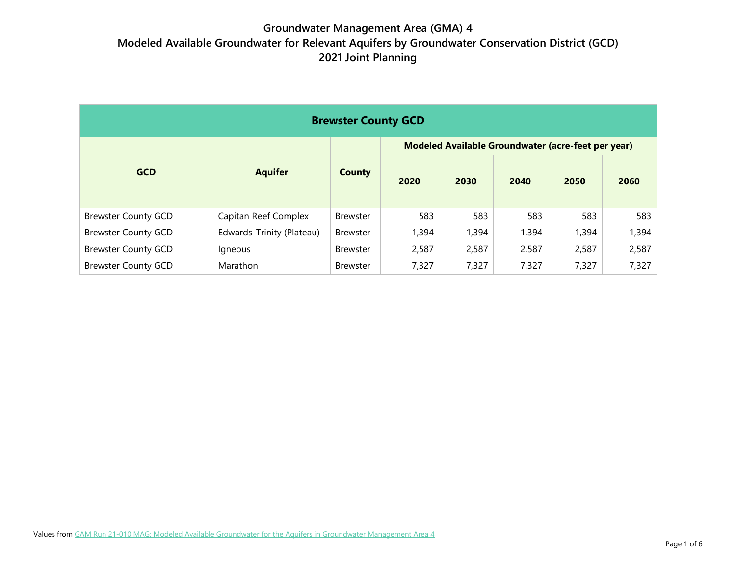# Groundwater Management Area (GMA) 4
# Modeled Available Groundwater for Relevant Aquifers by Groundwater Conservation District (GCD)
# 2021 Joint Planning

| Brewster County GCD | | | | | | | |
|---|---|---|---|---|---|---|---|
| **GCD** | **Aquifer** | **County** | **Modeled Available Groundwater (acre-feet per year)** | | | | |
| | | | **2020** | **2030** | **2040** | **2050** | **2060** |
| Brewster County GCD | Capitan Reef Complex | Brewster | 583 | 583 | 583 | 583 | 583 |
| Brewster County GCD | Edwards-Trinity (Plateau) | Brewster | 1,394 | 1,394 | 1,394 | 1,394 | 1,394 |
| Brewster County GCD | Igneous | Brewster | 2,587 | 2,587 | 2,587 | 2,587 | 2,587 |
| Brewster County GCD | Marathon | Brewster | 7,327 | 7,327 | 7,327 | 7,327 | 7,327 |

Values from GAM Run 21-010 MAG: Modeled Available Groundwater for the Aquifers in Groundwater Management Area 4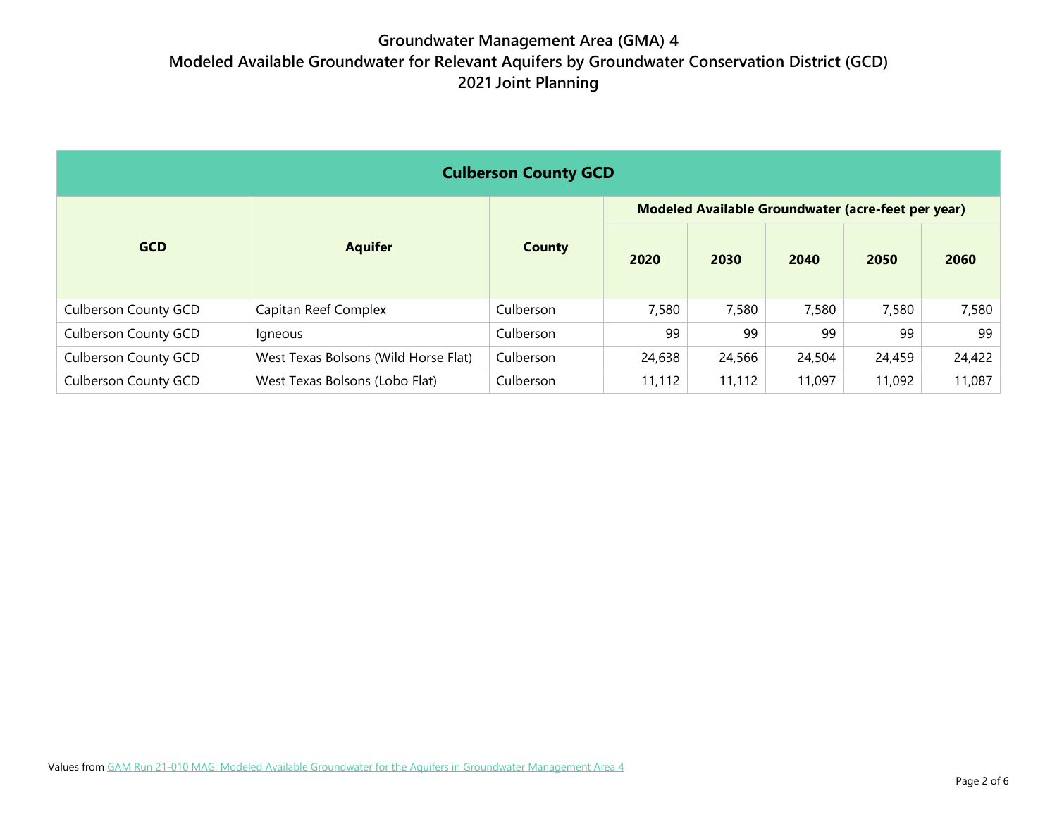# Groundwater Management Area (GMA) 4
## Modeled Available Groundwater for Relevant Aquifers by Groundwater Conservation District (GCD)
## 2021 Joint Planning

| Culberson County GCD | | | | | | | |
|---|---|---|---|---|---|---|---|
| **GCD** | **Aquifer** | **County** | **Modeled Available Groundwater (acre-feet per year)** | | | | |
| | | | **2020** | **2030** | **2040** | **2050** | **2060** |
| Culberson County GCD | Capitan Reef Complex | Culberson | 7,580 | 7,580 | 7,580 | 7,580 | 7,580 |
| Culberson County GCD | Igneous | Culberson | 99 | 99 | 99 | 99 | 99 |
| Culberson County GCD | West Texas Bolsons (Wild Horse Flat) | Culberson | 24,638 | 24,566 | 24,504 | 24,459 | 24,422 |
| Culberson County GCD | West Texas Bolsons (Lobo Flat) | Culberson | 11,112 | 11,112 | 11,097 | 11,092 | 11,087 |

Values from GAM Run 21-010 MAG: Modeled Available Groundwater for the Aquifers in Groundwater Management Area 4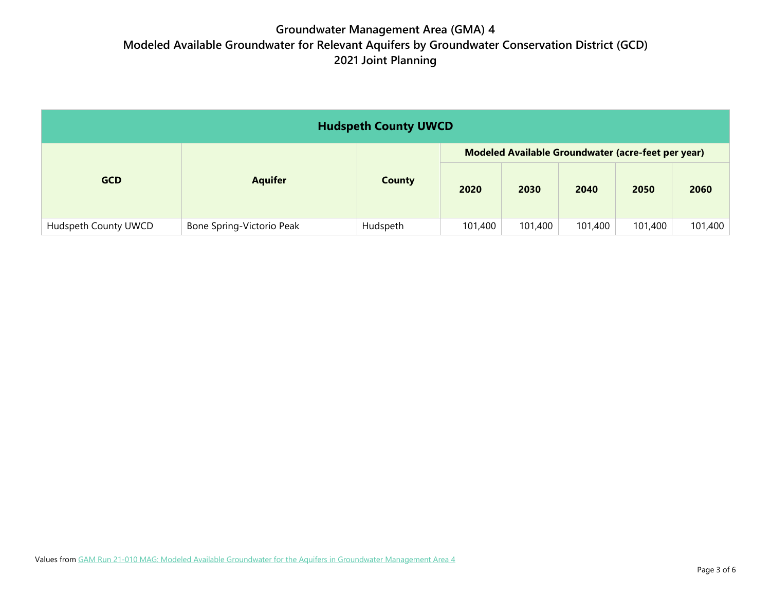# Groundwater Management Area (GMA) 4
# Modeled Available Groundwater for Relevant Aquifers by Groundwater Conservation District (GCD)
# 2021 Joint Planning

| Hudspeth County UWCD | | | | | | | |
|---|---|---|---|---|---|---|---|
| **GCD** | **Aquifer** | **County** | **Modeled Available Groundwater (acre-feet per year)** | | | | |
| | | | **2020** | **2030** | **2040** | **2050** | **2060** |
| Hudspeth County UWCD | Bone Spring-Victorio Peak | Hudspeth | 101,400 | 101,400 | 101,400 | 101,400 | 101,400 |

Values from GAM Run 21-010 MAG: Modeled Available Groundwater for the Aquifers in Groundwater Management Area 4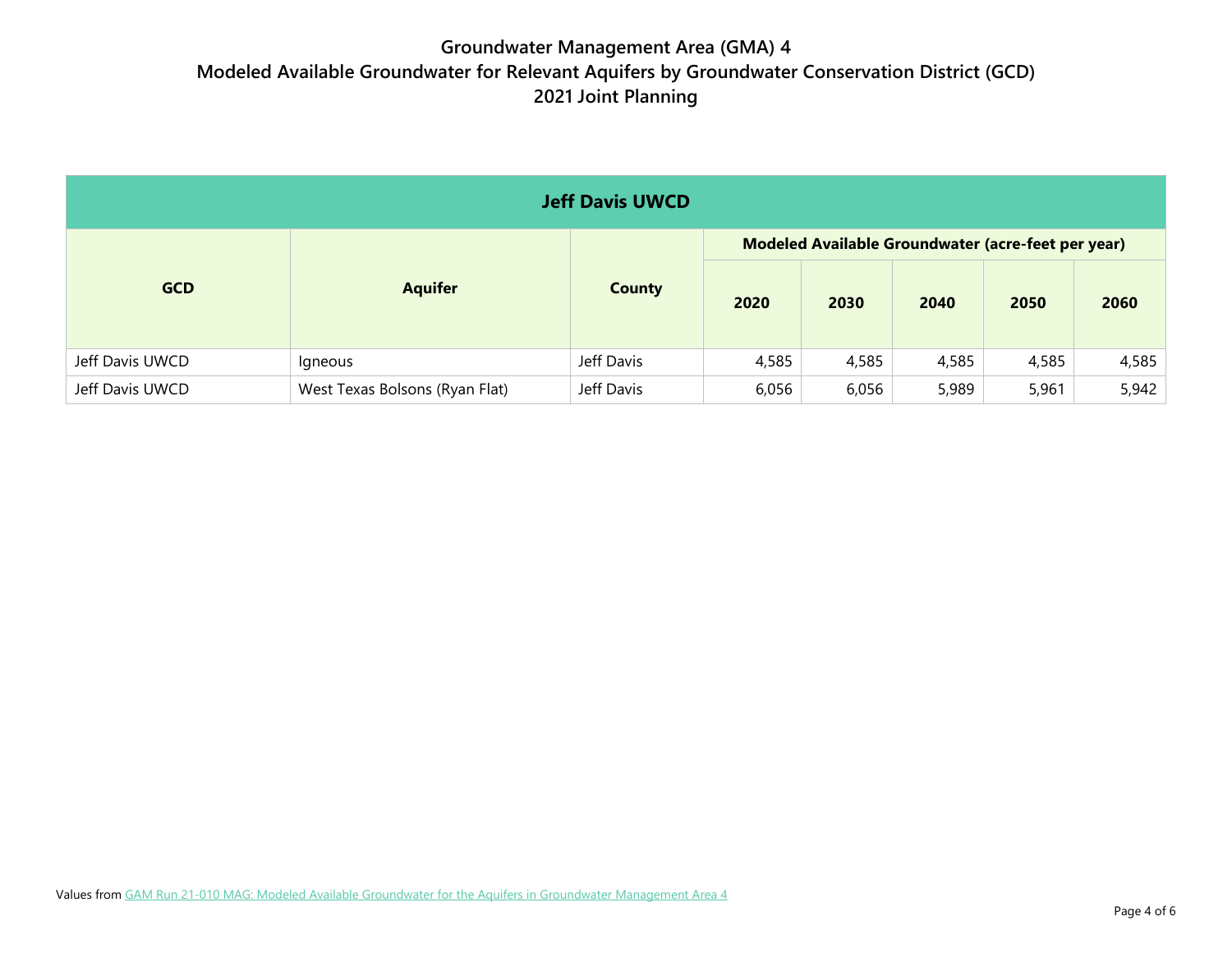# Groundwater Management Area (GMA) 4
## Modeled Available Groundwater for Relevant Aquifers by Groundwater Conservation District (GCD)
## 2021 Joint Planning

| Jeff Davis UWCD | | | | | | | |
|---|---|---|---|---|---|---|---|
| **GCD** | **Aquifer** | **County** | **Modeled Available Groundwater (acre-feet per year)** | | | | |
| | | | **2020** | **2030** | **2040** | **2050** | **2060** |
| Jeff Davis UWCD | Igneous | Jeff Davis | 4,585 | 4,585 | 4,585 | 4,585 | 4,585 |
| Jeff Davis UWCD | West Texas Bolsons (Ryan Flat) | Jeff Davis | 6,056 | 6,056 | 5,989 | 5,961 | 5,942 |

Values from GAM Run 21-010 MAG: Modeled Available Groundwater for the Aquifers in Groundwater Management Area 4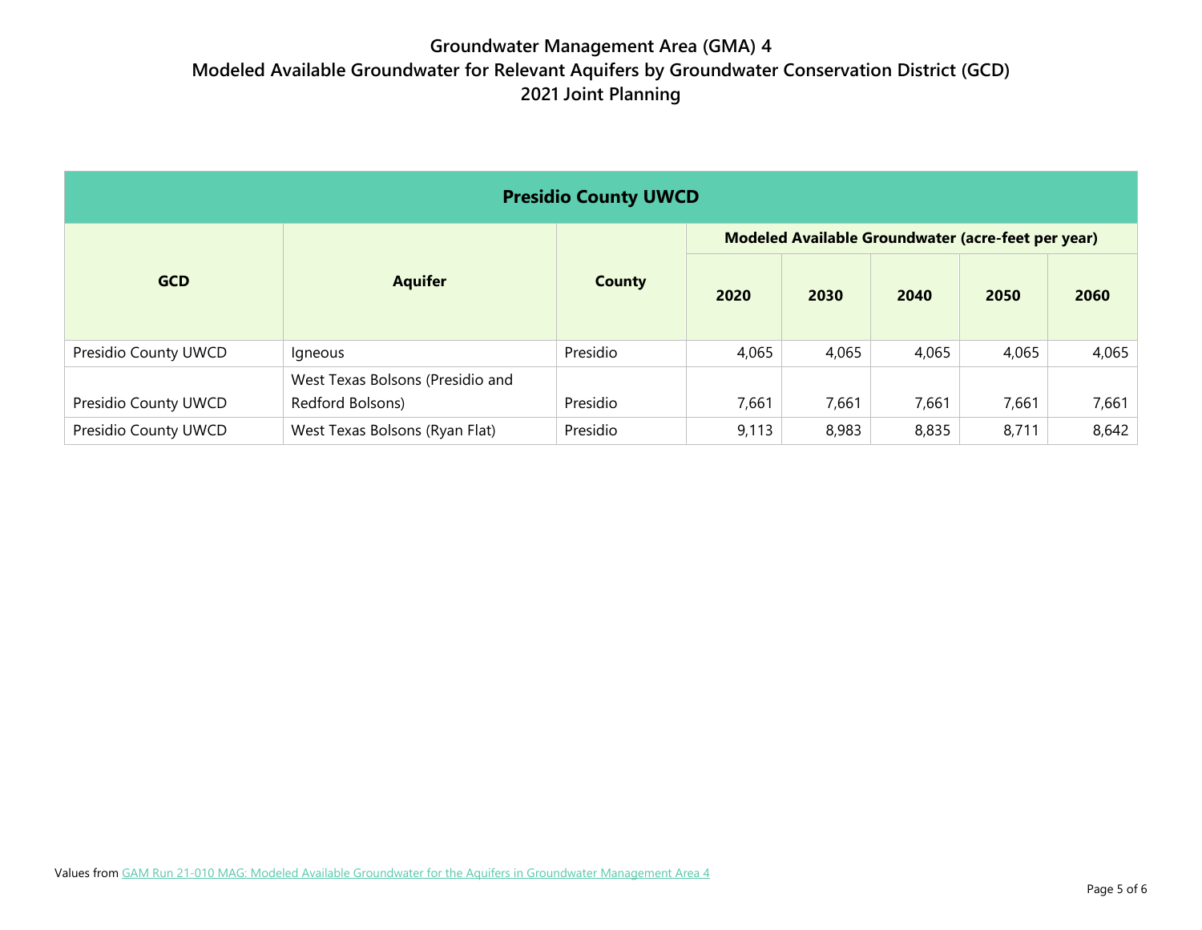# Groundwater Management Area (GMA) 4
# Modeled Available Groundwater for Relevant Aquifers by Groundwater Conservation District (GCD)
# 2021 Joint Planning

| Presidio County UWCD | | | | | | | |
|---|---|---|---|---|---|---|---|
| **GCD** | **Aquifer** | **County** | **Modeled Available Groundwater (acre-feet per year)** | | | | |
| | | | **2020** | **2030** | **2040** | **2050** | **2060** |
| Presidio County UWCD | Igneous | Presidio | 4,065 | 4,065 | 4,065 | 4,065 | 4,065 |
| Presidio County UWCD | West Texas Bolsons (Presidio and Redford Bolsons) | Presidio | 7,661 | 7,661 | 7,661 | 7,661 | 7,661 |
| Presidio County UWCD | West Texas Bolsons (Ryan Flat) | Presidio | 9,113 | 8,983 | 8,835 | 8,711 | 8,642 |

Values from GAM Run 21-010 MAG: Modeled Available Groundwater for the Aquifers in Groundwater Management Area 4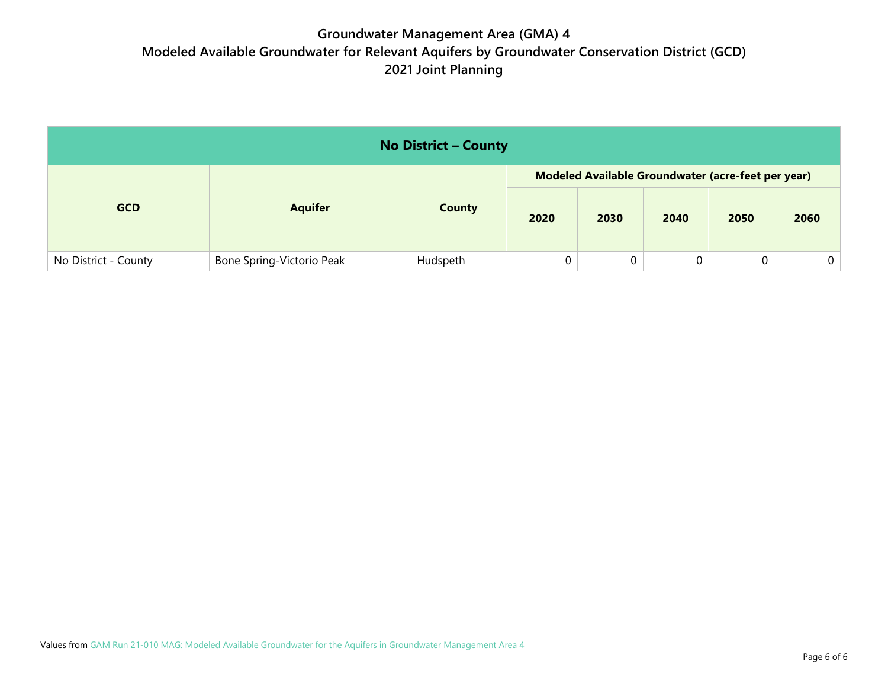# Groundwater Management Area (GMA) 4
## Modeled Available Groundwater for Relevant Aquifers by Groundwater Conservation District (GCD)
## 2021 Joint Planning

| No District – County | | | | | | | |
|---|---|---|---|---|---|---|---|
| **GCD** | **Aquifer** | **County** | **Modeled Available Groundwater (acre-feet per year)** | | | | |
| | | | **2020** | **2030** | **2040** | **2050** | **2060** |
| No District - County | Bone Spring-Victorio Peak | Hudspeth | 0 | 0 | 0 | 0 | 0 |

Values from GAM Run 21-010 MAG: Modeled Available Groundwater for the Aquifers in Groundwater Management Area 4